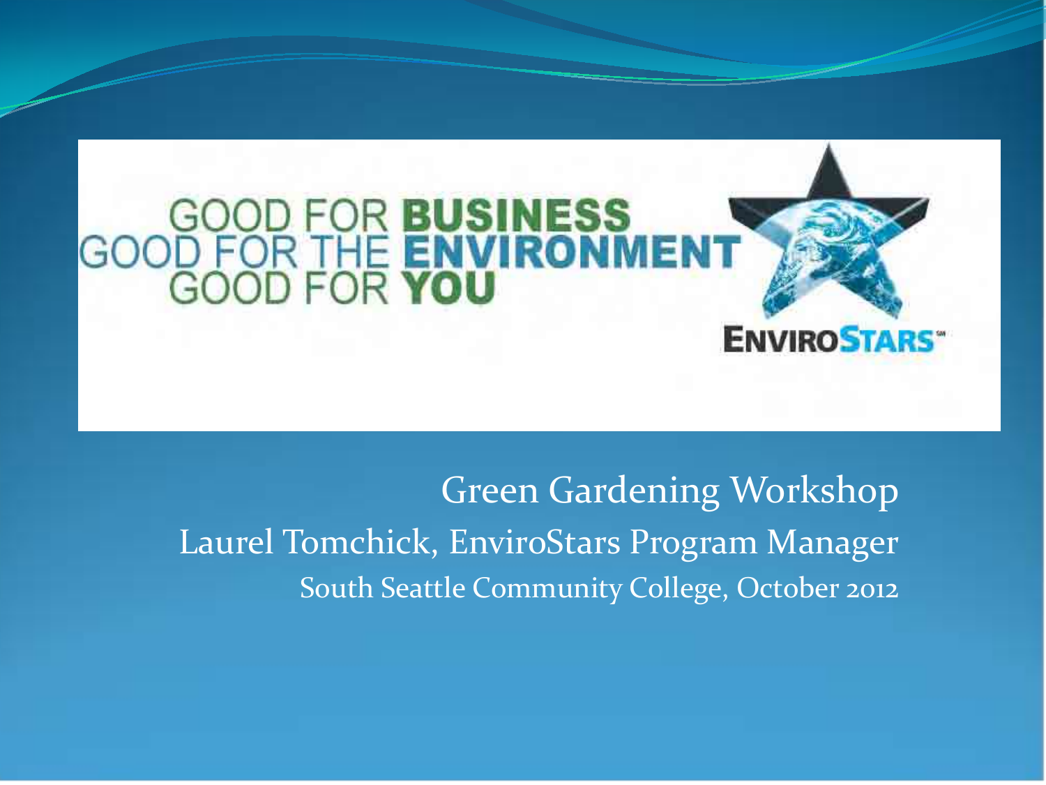GOOD FOR **BUSINESS**
GOOD FOR THE **ENVIRONMENT**
GOOD FOR **YOU**

**ENVIROSTARS**

# Green Gardening Workshop

Laurel Tomchick, EnviroStars Program Manager

South Seattle Community College, October 2012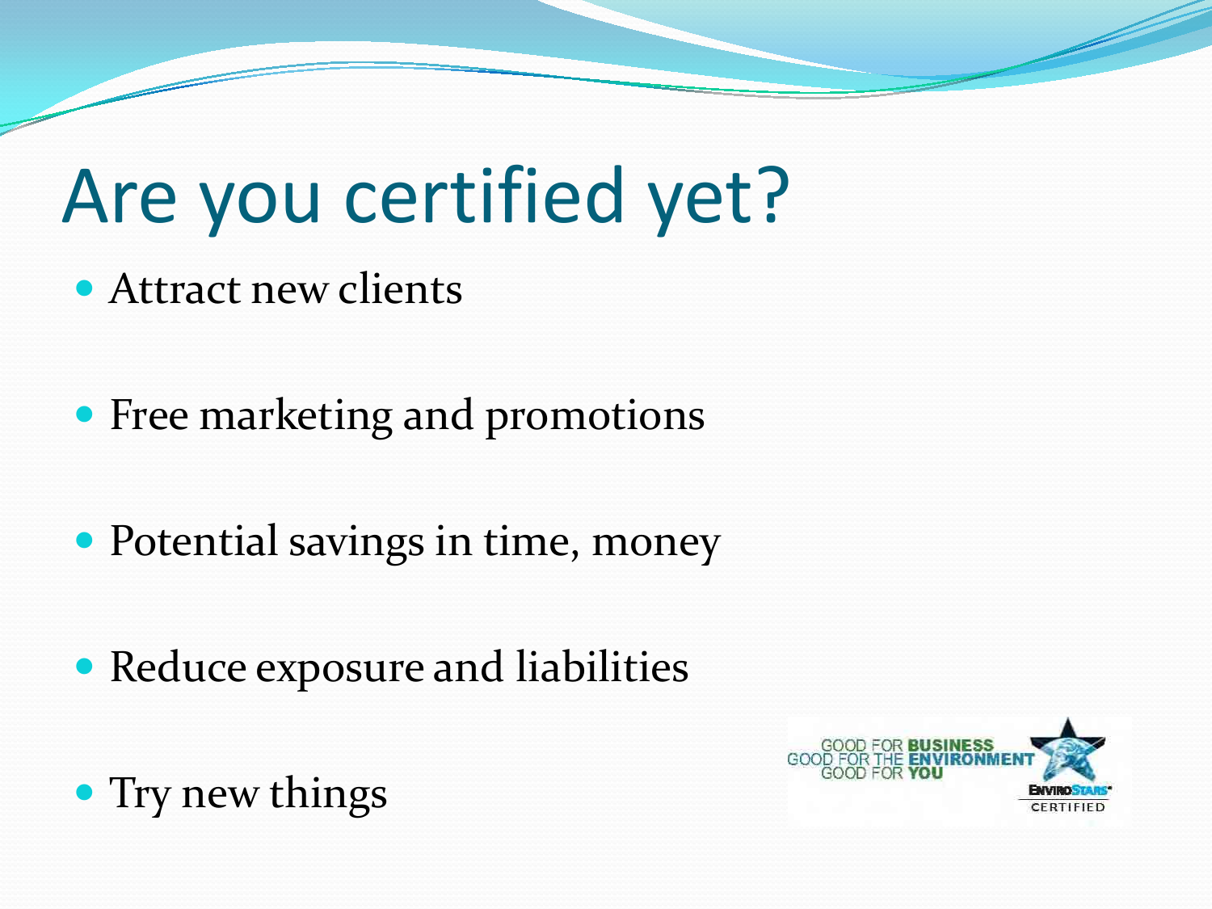# Are you certified yet?

- Attract new clients
- Free marketing and promotions
- Potential savings in time, money
- Reduce exposure and liabilities
- Try new things

GOOD FOR **BUSINESS**
GOOD FOR THE **ENVIRONMENT**
GOOD FOR **YOU**

ENVIROSTARS CERTIFIED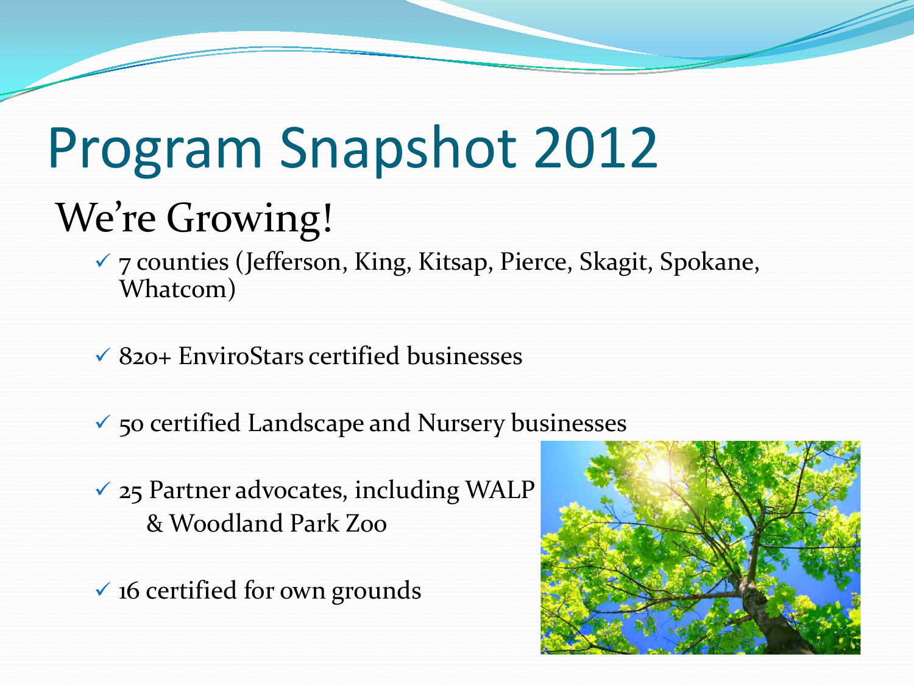# Program Snapshot 2012

## We're Growing!

- ✓ 7 counties (Jefferson, King, Kitsap, Pierce, Skagit, Spokane, Whatcom)
- ✓ 820+ EnviroStars certified businesses
- ✓ 50 certified Landscape and Nursery businesses
- ✓ 25 Partner advocates, including WALP & Woodland Park Zoo
- ✓ 16 certified for own grounds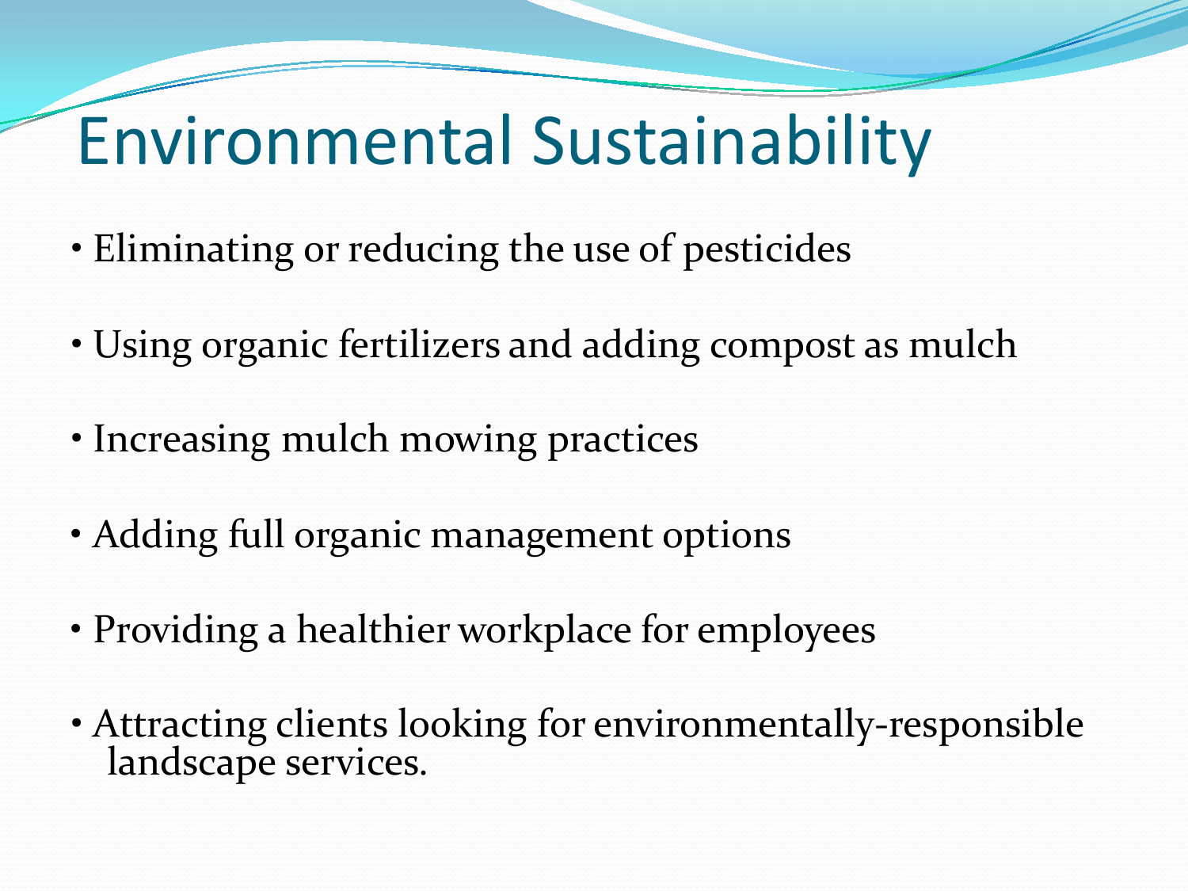# Environmental Sustainability

- Eliminating or reducing the use of pesticides
- Using organic fertilizers and adding compost as mulch
- Increasing mulch mowing practices
- Adding full organic management options
- Providing a healthier workplace for employees
- Attracting clients looking for environmentally-responsible landscape services.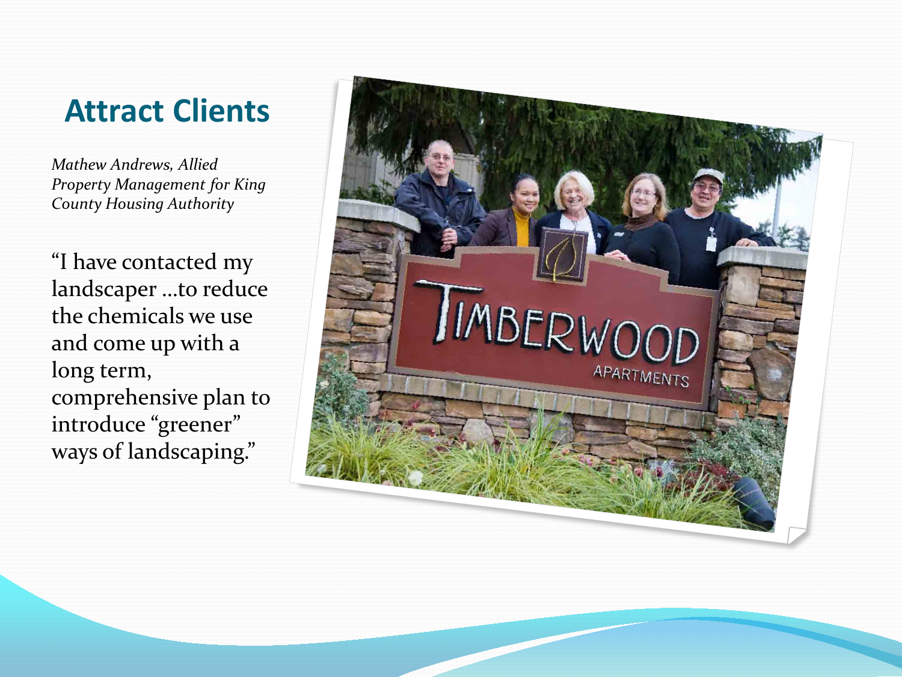# Attract Clients

*Mathew Andrews, Allied Property Management for King County Housing Authority*

"I have contacted my landscaper …to reduce the chemicals we use and come up with a long term, comprehensive plan to introduce "greener" ways of landscaping."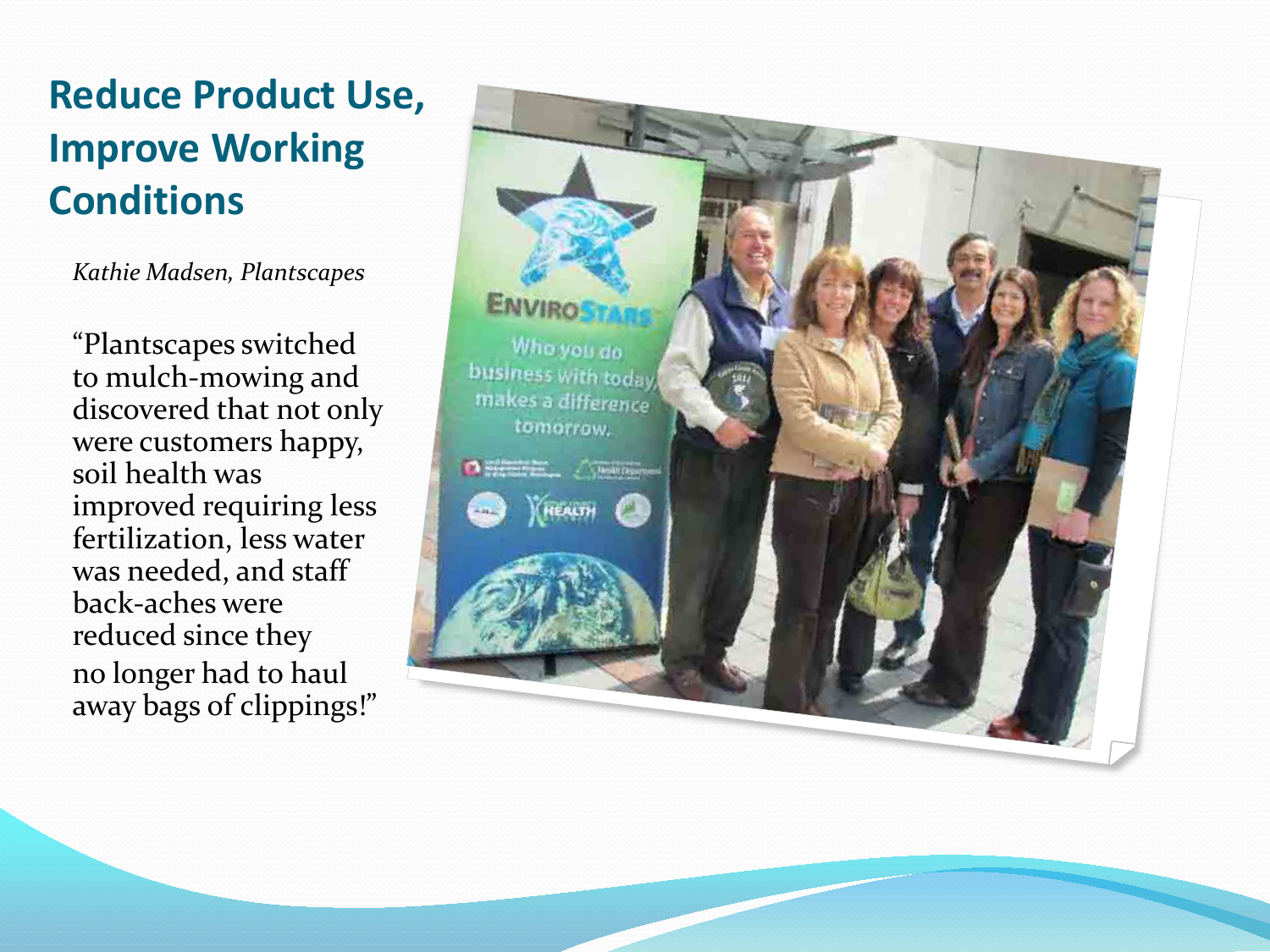# Reduce Product Use, Improve Working Conditions

*Kathie Madsen, Plantscapes*

"Plantscapes switched to mulch-mowing and discovered that not only were customers happy, soil health was improved requiring less fertilization, less water was needed, and staff back-aches were reduced since they no longer had to haul away bags of clippings!"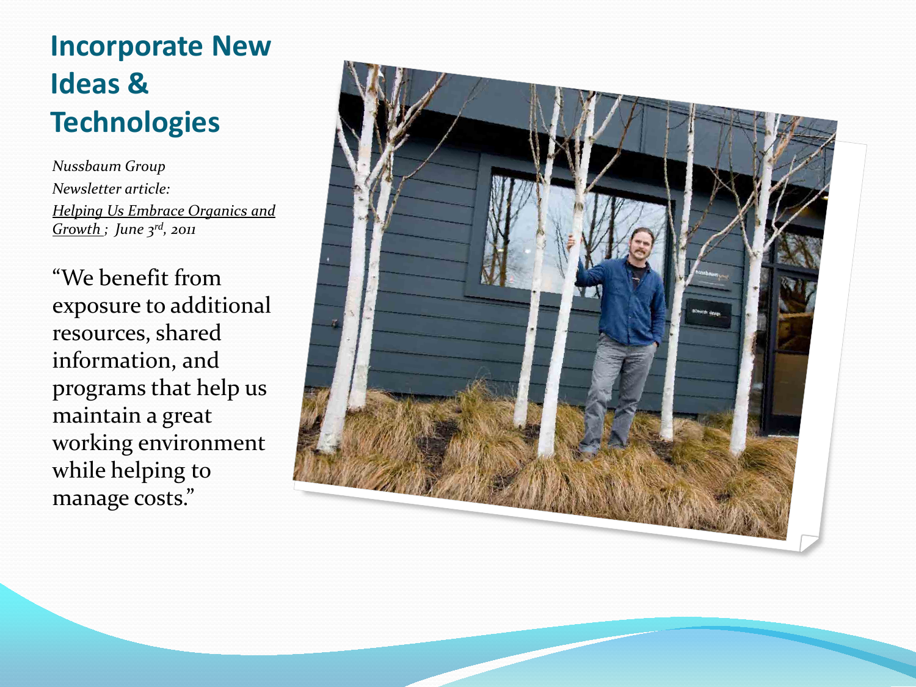# Incorporate New Ideas & Technologies

*Nussbaum Group*
*Newsletter article:*
*Helping Us Embrace Organics and Growth ; June 3rd, 2011*

"We benefit from exposure to additional resources, shared information, and programs that help us maintain a great working environment while helping to manage costs."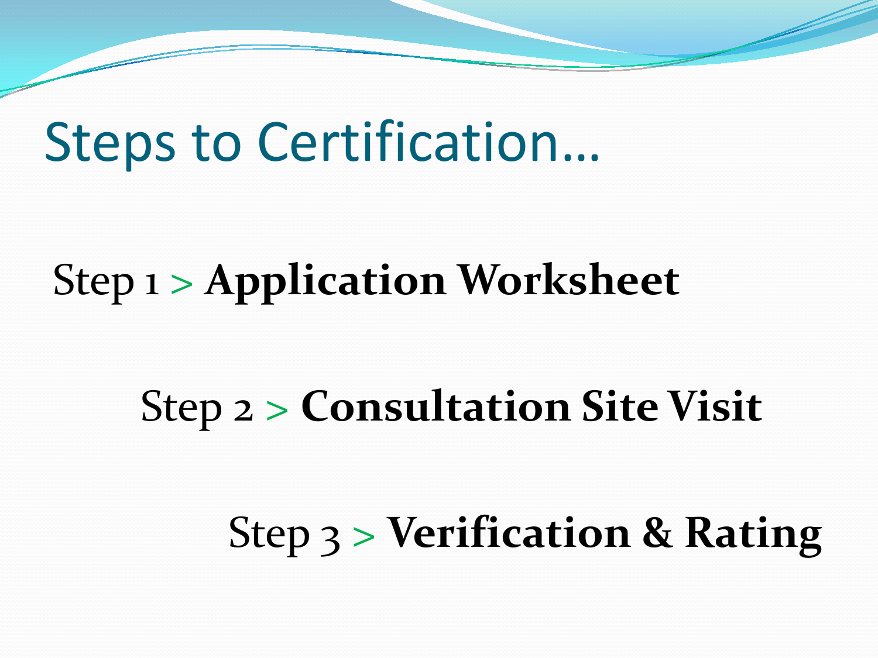# Steps to Certification…

Step 1 > **Application Worksheet**

Step 2 > **Consultation Site Visit**

Step 3 > **Verification & Rating**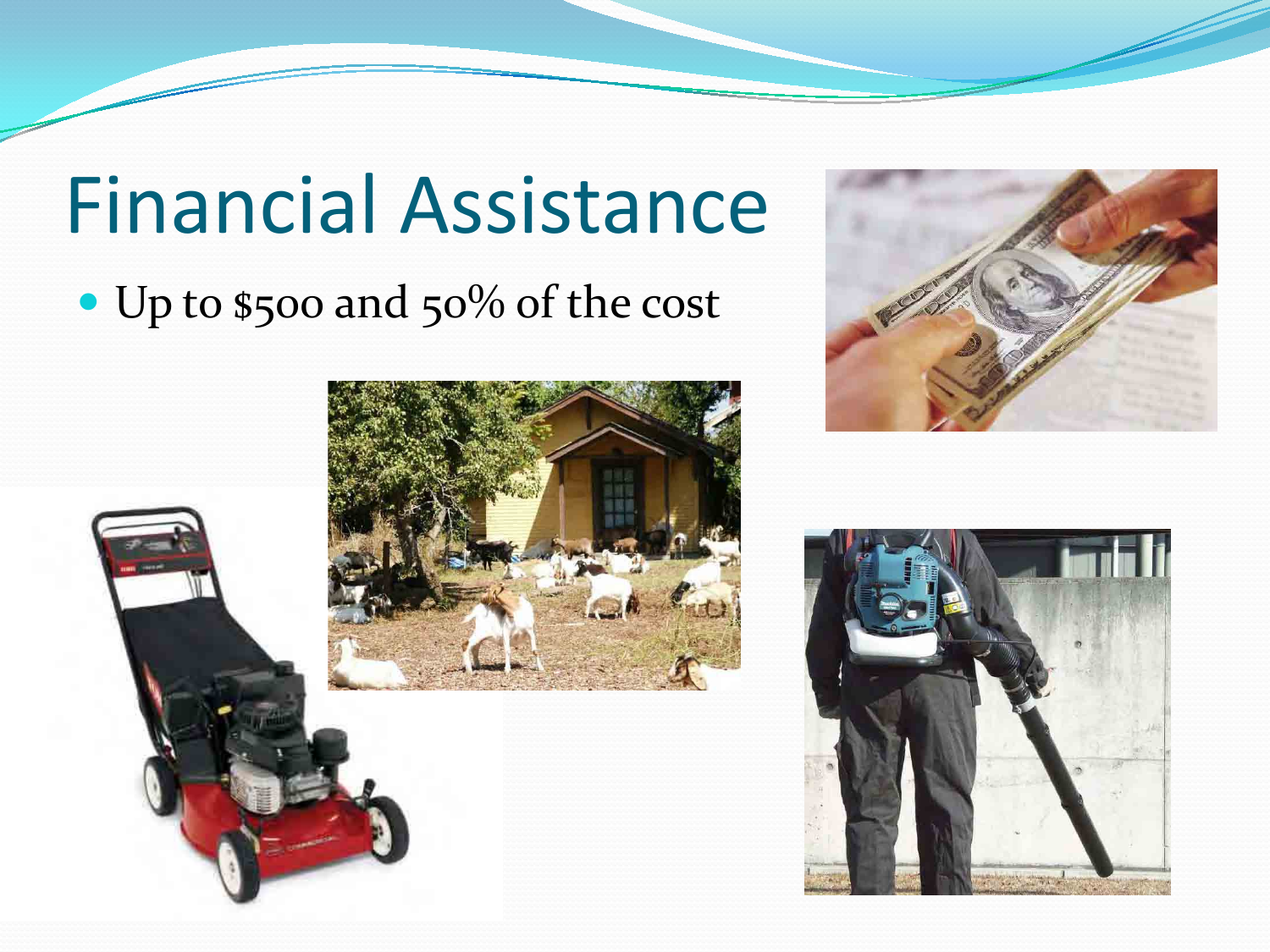# Financial Assistance

- Up to $500 and 50% of the cost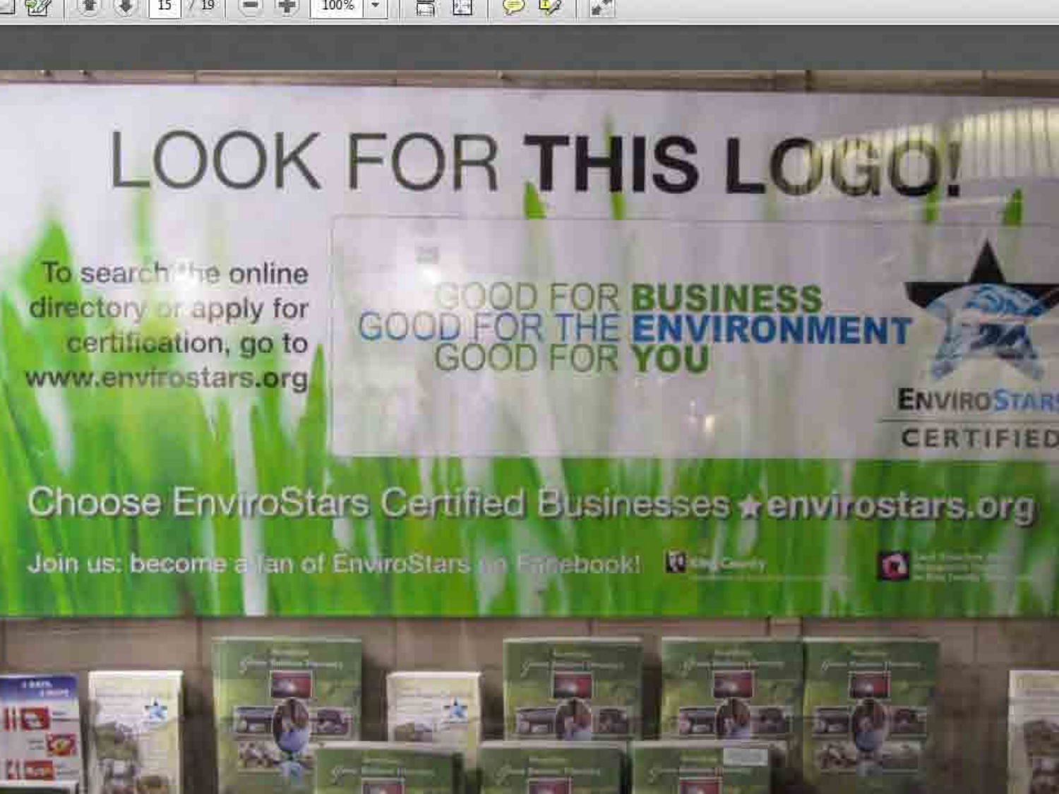# LOOK FOR THIS LOGO!

To search the online directory or apply for certification, go to www.envirostars.org

GOOD FOR **BUSINESS**
GOOD FOR THE **ENVIRONMENT**
GOOD FOR **YOU**

ENVIROSTARS
CERTIFIED

Choose EnviroStars Certified Businesses ★ envirostars.org

Join us: become a fan of EnviroStars on Facebook!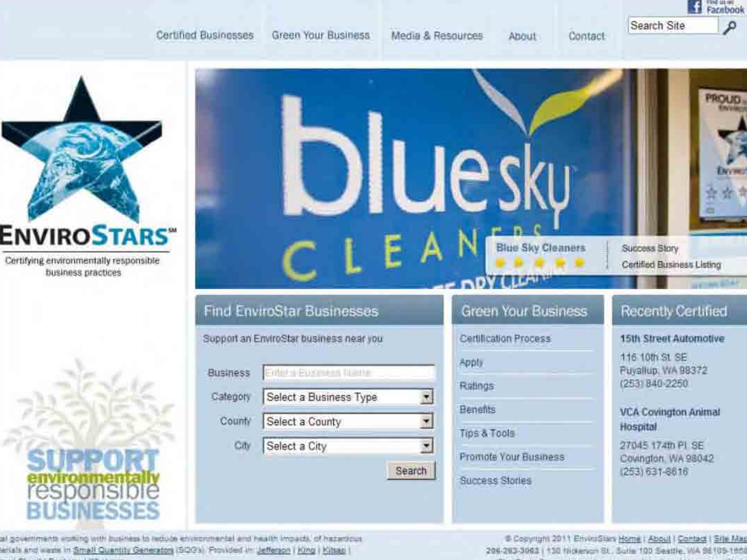Find us on Facebook

Certified Businesses | Green Your Business | Media & Resources | About | Contact

Search Site

# EnviroStars℠

Certifying environmentally responsible business practices

blue sky CLEANERS

**Blue Sky Cleaners**

Success Story

Certified Business Listing

SUPPORT environmentally responsible BUSINESSES

## Find EnviroStar Businesses

Support an EnviroStar business near you

Business: Enter a Business Name

Category: Select a Business Type

County: Select a County

City: Select a City

Search

## Green Your Business

- Certification Process
- Apply
- Ratings
- Benefits
- Tips & Tools
- Promote Your Business
- Success Stories

## Recently Certified

**15th Street Automotive**
116 10th St. SE
Puyallup, WA 98372
(253) 840-2250

**VCA Covington Animal Hospital**
27045 174th Pl. SE
Covington, WA 98042
(253) 631-8616

...al governments working with business to reduce environmental and health impacts of hazardous ...terials and waste in Small Quantity Generators (SQGs). Provided in: Jefferson | King | Kitsap |

© Copyright 2011 EnviroStars Home | About | Contact | Site Map
206-263-3063 | 130 Nickerson St., Suite 100 Seattle, WA 98109-1658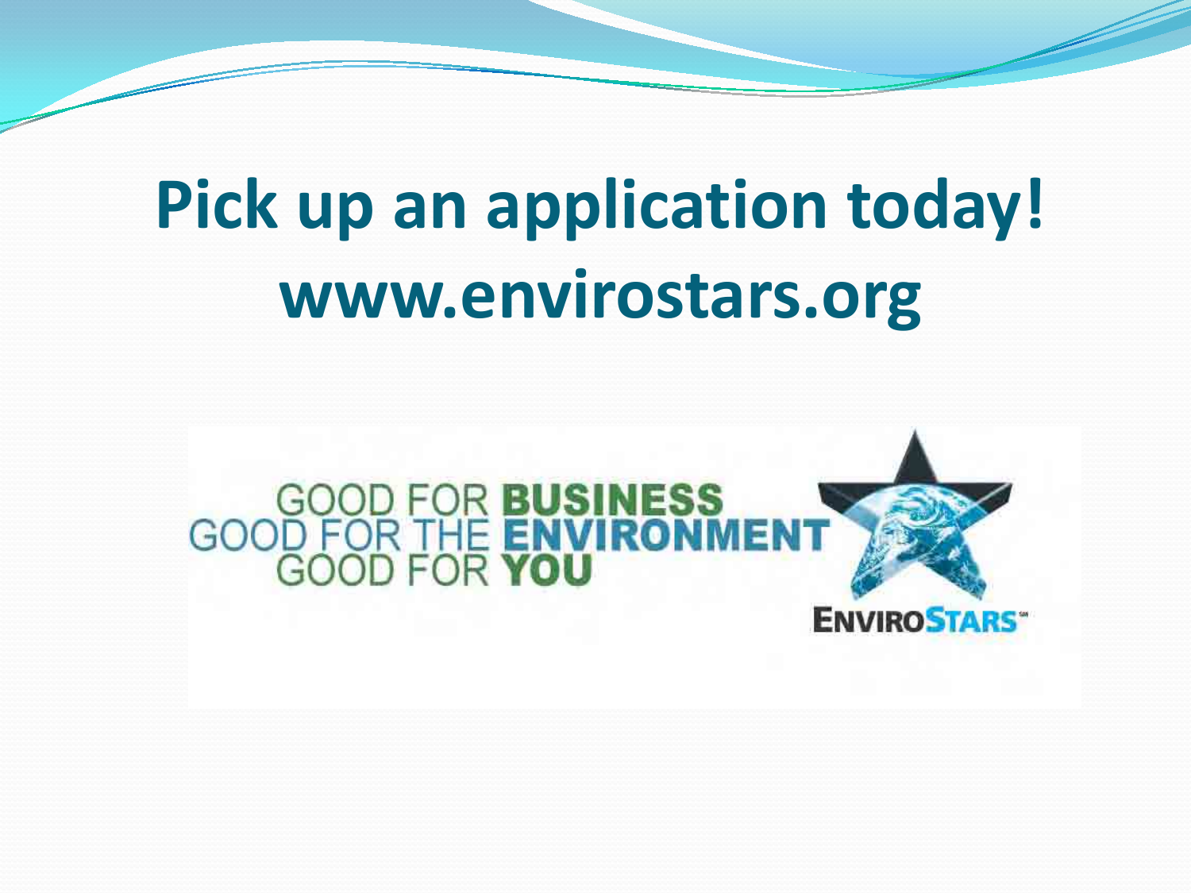# Pick up an application today!
# www.envirostars.org

GOOD FOR **BUSINESS**
GOOD FOR THE **ENVIRONMENT**
GOOD FOR **YOU**

ENVIROSTARS